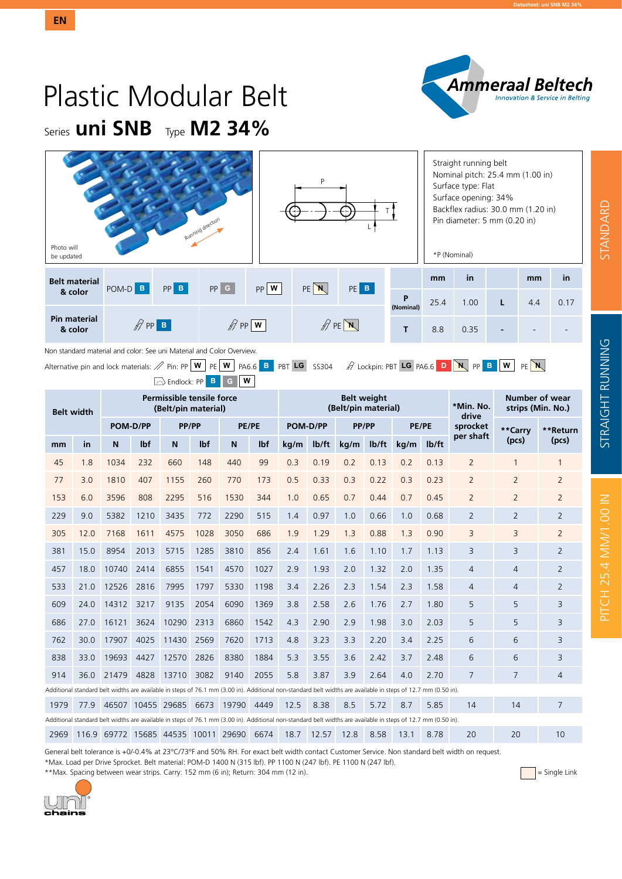EN

# Plastic Modular Belt

## Series **uni SNB** Type **M2 34%**

Photo will be updated

Running direction

Straight running belt
Nominal pitch: 25.4 mm (1.00 in)
Surface type: Flat
Surface opening: 34%
Backflex radius: 30.0 mm (1.20 in)
Pin diameter: 5 mm (0.20 in)

*P (Nominal)

| Belt material & color | POM-D B | PP B | PP G | PP W | PE N | PE B |
|---|---|---|---|---|---|---|
| Pin material & color | PP B | | PP W | | PE N | |

| | mm | in | | mm | in |
|---|---|---|---|---|---|
| P (Nominal) | 25.4 | 1.00 | L | 4.4 | 0.17 |
| T | 8.8 | 0.35 | - | - | - |

Non standard material and color: See uni Material and Color Overview.

Alternative pin and lock materials: Pin: PP W PE W PA6.6 B PBT LG SS304 Lockpin: PBT LG PA6.6 D N PP B W PE N

Endlock: PP B G W

| Belt width | | Permissible tensile force (Belt/pin material) | | | | | | Belt weight (Belt/pin material) | | | | | | *Min. No. drive sprocket per shaft | Number of wear strips (Min. No.) | |
|---|---|---|---|---|---|---|---|---|---|---|---|---|---|---|---|---|
| | | POM-D/PP | | PP/PP | | PE/PE | | POM-D/PP | | PP/PP | | PE/PE | | | **Carry (pcs) | **Return (pcs) |
| mm | in | N | lbf | N | lbf | N | lbf | kg/m | lb/ft | kg/m | lb/ft | kg/m | lb/ft | | | |
| 45 | 1.8 | 1034 | 232 | 660 | 148 | 440 | 99 | 0.3 | 0.19 | 0.2 | 0.13 | 0.2 | 0.13 | 2 | 1 | 1 |
| 77 | 3.0 | 1810 | 407 | 1155 | 260 | 770 | 173 | 0.5 | 0.33 | 0.3 | 0.22 | 0.3 | 0.23 | 2 | 2 | 2 |
| 153 | 6.0 | 3596 | 808 | 2295 | 516 | 1530 | 344 | 1.0 | 0.65 | 0.7 | 0.44 | 0.7 | 0.45 | 2 | 2 | 2 |
| 229 | 9.0 | 5382 | 1210 | 3435 | 772 | 2290 | 515 | 1.4 | 0.97 | 1.0 | 0.66 | 1.0 | 0.68 | 2 | 2 | 2 |
| 305 | 12.0 | 7168 | 1611 | 4575 | 1028 | 3050 | 686 | 1.9 | 1.29 | 1.3 | 0.88 | 1.3 | 0.90 | 3 | 3 | 2 |
| 381 | 15.0 | 8954 | 2013 | 5715 | 1285 | 3810 | 856 | 2.4 | 1.61 | 1.6 | 1.10 | 1.7 | 1.13 | 3 | 3 | 2 |
| 457 | 18.0 | 10740 | 2414 | 6855 | 1541 | 4570 | 1027 | 2.9 | 1.93 | 2.0 | 1.32 | 2.0 | 1.35 | 4 | 4 | 2 |
| 533 | 21.0 | 12526 | 2816 | 7995 | 1797 | 5330 | 1198 | 3.4 | 2.26 | 2.3 | 1.54 | 2.3 | 1.58 | 4 | 4 | 2 |
| 609 | 24.0 | 14312 | 3217 | 9135 | 2054 | 6090 | 1369 | 3.8 | 2.58 | 2.6 | 1.76 | 2.7 | 1.80 | 5 | 5 | 3 |
| 686 | 27.0 | 16121 | 3624 | 10290 | 2313 | 6860 | 1542 | 4.3 | 2.90 | 2.9 | 1.98 | 3.0 | 2.03 | 5 | 5 | 3 |
| 762 | 30.0 | 17907 | 4025 | 11430 | 2569 | 7620 | 1713 | 4.8 | 3.23 | 3.3 | 2.20 | 3.4 | 2.25 | 6 | 6 | 3 |
| 838 | 33.0 | 19693 | 4427 | 12570 | 2826 | 8380 | 1884 | 5.3 | 3.55 | 3.6 | 2.42 | 3.7 | 2.48 | 6 | 6 | 3 |
| 914 | 36.0 | 21479 | 4828 | 13710 | 3082 | 9140 | 2055 | 5.8 | 3.87 | 3.9 | 2.64 | 4.0 | 2.70 | 7 | 7 | 4 |
| Additional standard belt widths are available in steps of 76.1 mm (3.00 in). Additional non-standard belt widths are available in steps of 12.7 mm (0.50 in). | | | | | | | | | | | | | | | | |
| 1979 | 77.9 | 46507 | 10455 | 29685 | 6673 | 19790 | 4449 | 12.5 | 8.38 | 8.5 | 5.72 | 8.7 | 5.85 | 14 | 14 | 7 |
| Additional standard belt widths are available in steps of 76.1 mm (3.00 in). Additional non-standard belt widths are available in steps of 12.7 mm (0.50 in). | | | | | | | | | | | | | | | | |
| 2969 | 116.9 | 69772 | 15685 | 44535 | 10011 | 29690 | 6674 | 18.7 | 12.57 | 12.8 | 8.58 | 13.1 | 8.78 | 20 | 20 | 10 |

General belt tolerance is +0/-0.4% at 23°C/73°F and 50% RH. For exact belt width contact Customer Service. Non standard belt width on request.
*Max. Load per Drive Sprocket. Belt material: POM-D 1400 N (315 lbf). PP 1100 N (247 lbf). PE 1100 N (247 lbf).
**Max. Spacing between wear strips. Carry: 152 mm (6 in); Return: 304 mm (12 in).

= Single Link

STANDARD | STRAIGHT RUNNING | PITCH 25.4 MM/1.00 IN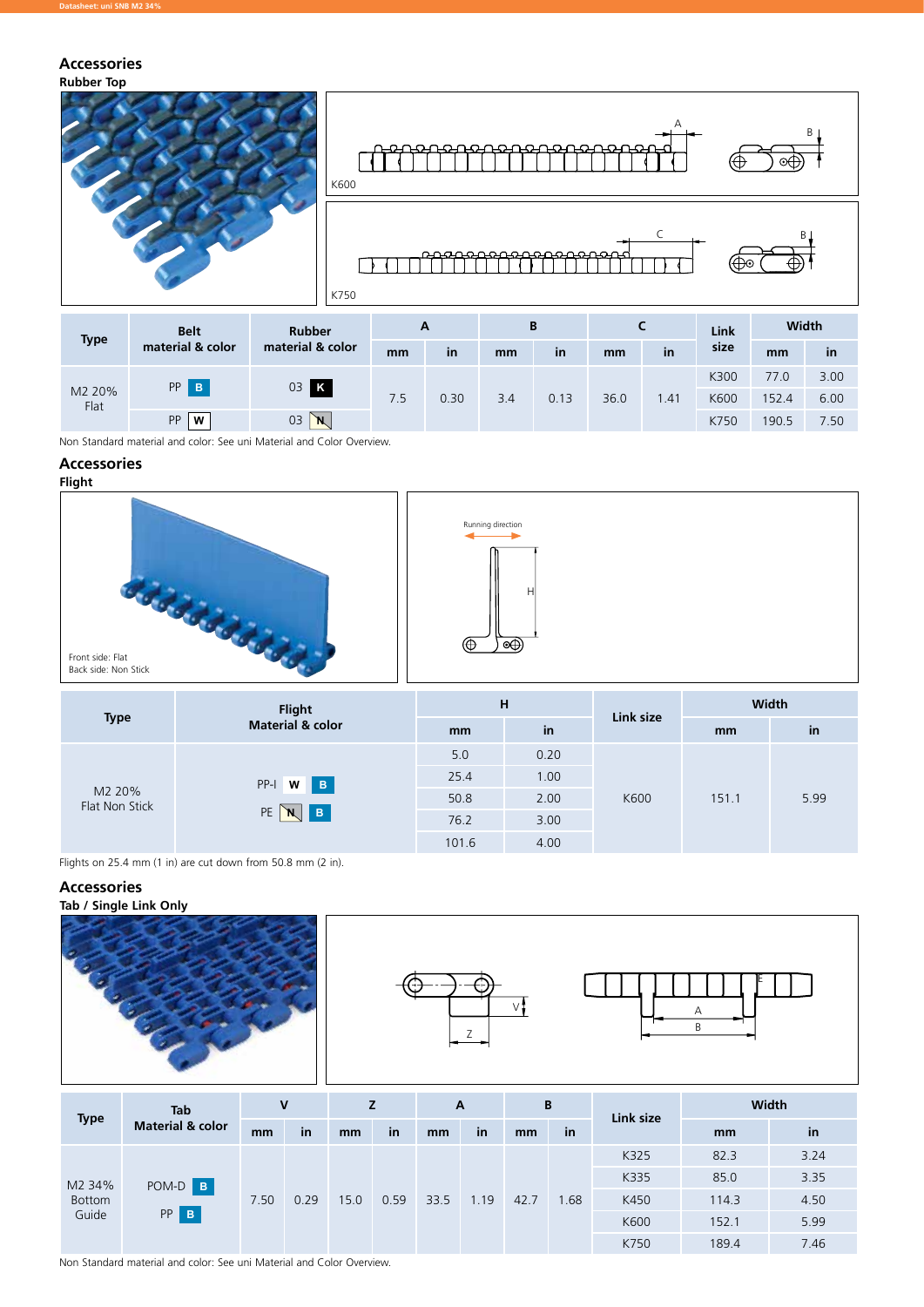## Accessories

**Rubber Top**

K600

K750

| Type | Belt material & color | Rubber material & color | A | | B | | C | | Link size | Width | |
|---|---|---|---|---|---|---|---|---|---|---|---|
| | | | mm | in | mm | in | mm | in | | mm | in |
| M2 20% Flat | PP B | 03 K | 7.5 | 0.30 | 3.4 | 0.13 | 36.0 | 1.41 | K300 | 77.0 | 3.00 |
| | | | | | | | | | K600 | 152.4 | 6.00 |
| | PP W | 03 N | | | | | | | K750 | 190.5 | 7.50 |

Non Standard material and color: See uni Material and Color Overview.

## Accessories

**Flight**

Front side: Flat
Back side: Non Stick

Running direction

| Type | Flight Material & color | H | | Link size | Width | |
|---|---|---|---|---|---|---|
| | | mm | in | | mm | in |
| M2 20% Flat Non Stick | PP-I W B<br>PE N B | 5.0 | 0.20 | K600 | 151.1 | 5.99 |
| | | 25.4 | 1.00 | | | |
| | | 50.8 | 2.00 | | | |
| | | 76.2 | 3.00 | | | |
| | | 101.6 | 4.00 | | | |

Flights on 25.4 mm (1 in) are cut down from 50.8 mm (2 in).

## Accessories

**Tab / Single Link Only**

| Type | Tab Material & color | V | | Z | | A | | B | | Link size | Width | |
|---|---|---|---|---|---|---|---|---|---|---|---|---|
| | | mm | in | mm | in | mm | in | mm | in | | mm | in |
| M2 34% Bottom Guide | POM-D B<br>PP B | 7.50 | 0.29 | 15.0 | 0.59 | 33.5 | 1.19 | 42.7 | 1.68 | K325 | 82.3 | 3.24 |
| | | | | | | | | | | K335 | 85.0 | 3.35 |
| | | | | | | | | | | K450 | 114.3 | 4.50 |
| | | | | | | | | | | K600 | 152.1 | 5.99 |
| | | | | | | | | | | K750 | 189.4 | 7.46 |

Non Standard material and color: See uni Material and Color Overview.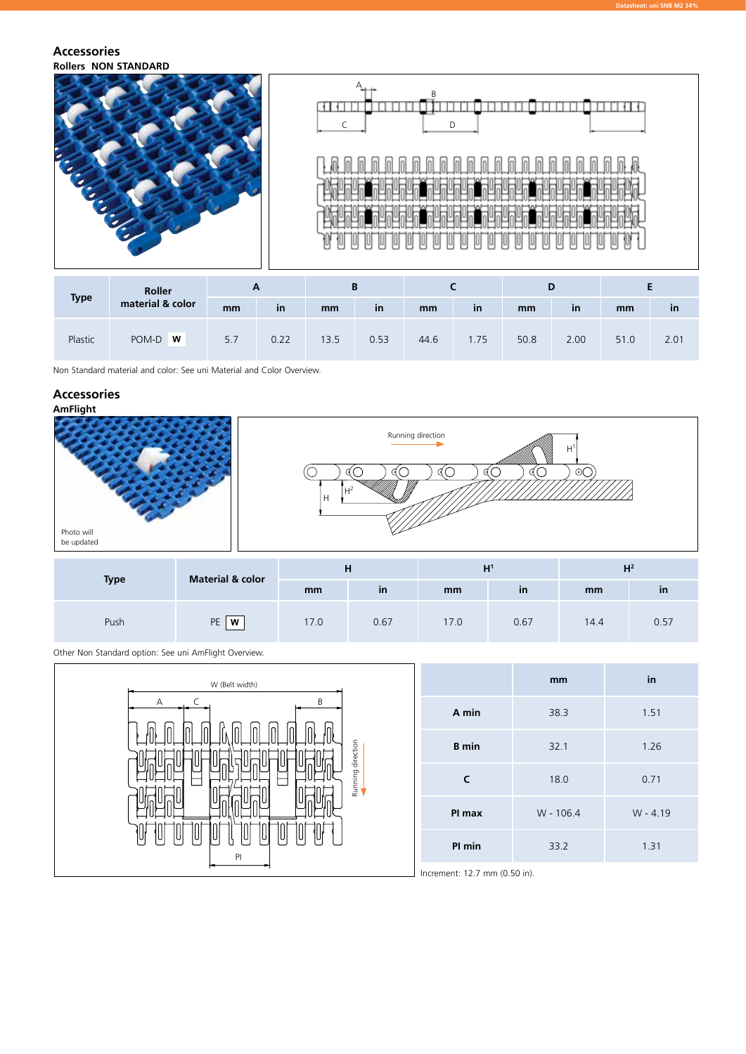## Accessories

### Rollers NON STANDARD

| Type | Roller material & color | A | | B | | C | | D | | E | |
|---|---|---|---|---|---|---|---|---|---|---|---|
| | | mm | in | mm | in | mm | in | mm | in | mm | in |
| Plastic | POM-D W | 5.7 | 0.22 | 13.5 | 0.53 | 44.6 | 1.75 | 50.8 | 2.00 | 51.0 | 2.01 |

Non Standard material and color: See uni Material and Color Overview.

## Accessories

### AmFlight

Photo will be updated

| Type | Material & color | H | | $H^1$ | | $H^2$ | |
|---|---|---|---|---|---|---|---|
| | | mm | in | mm | in | mm | in |
| Push | PE W | 17.0 | 0.67 | 17.0 | 0.67 | 14.4 | 0.57 |

Other Non Standard option: See uni AmFlight Overview.

| | mm | in |
|---|---|---|
| A min | 38.3 | 1.51 |
| B min | 32.1 | 1.26 |
| C | 18.0 | 0.71 |
| PI max | W - 106.4 | W - 4.19 |
| PI min | 33.2 | 1.31 |

Increment: 12.7 mm (0.50 in).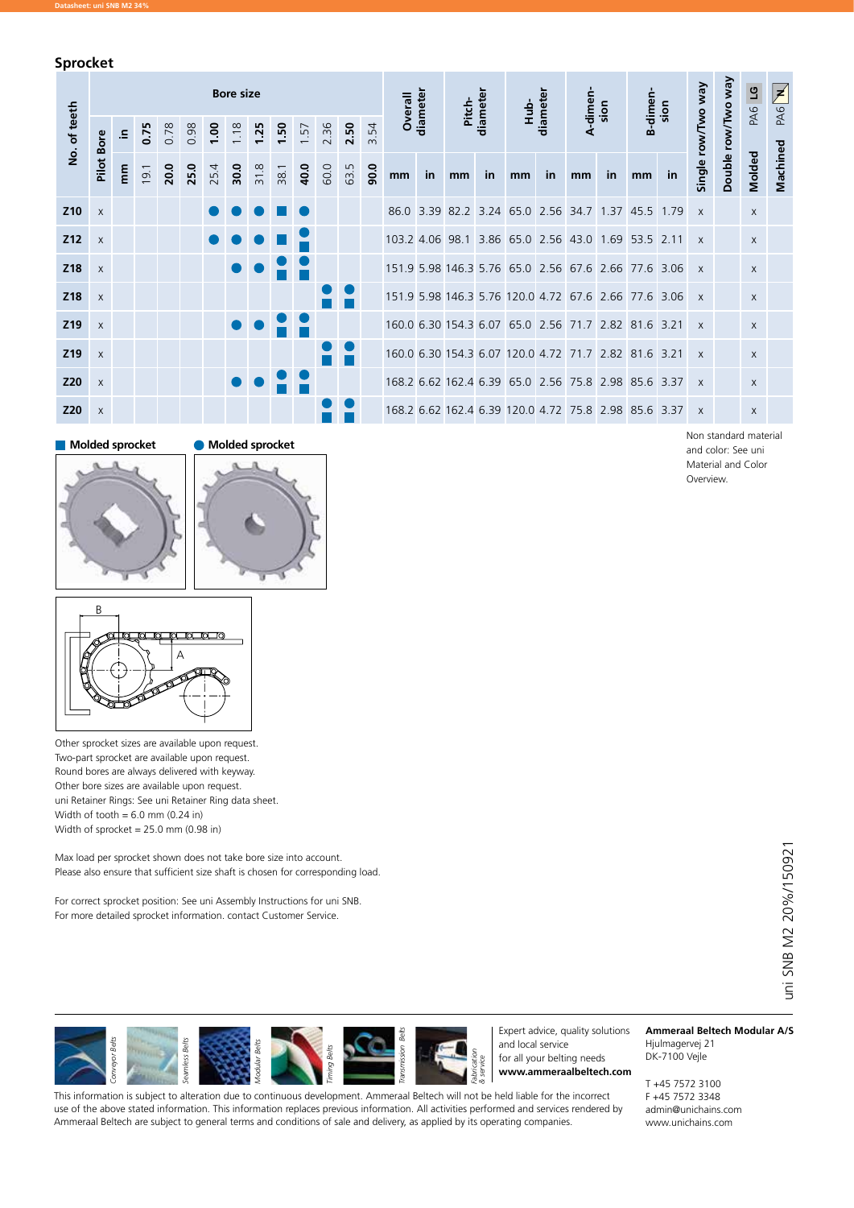## Sprocket

| No. of teeth | Pilot Bore | Bore size | | | | | | | | | | | | Overall diameter | | Pitch-diameter | | Hub-diameter | | A-dimension | | B-dimension | | Single row/Two way | Double row/Two way | PA6 LG | PA6 |
|---|---|---|---|---|---|---|---|---|---|---|---|---|---|---|---|---|---|---|---|---|---|---|---|---|---|---|---|
| | | in | 0.75 | 0.78 | 0.98 | 1.00 | 1.18 | 1.25 | 1.50 | 1.57 | 2.36 | 2.50 | 3.54 | | | | | | | | | | | | | | |
| | | mm | 19.1 | 20.0 | 25.0 | 25.4 | 30.0 | 31.8 | 38.1 | 40.0 | 60.0 | 63.5 | 90.0 | mm | in | mm | in | mm | in | mm | in | mm | in | | | Molded | Machined |
| Z10 | x | | | | | ● | ● | ● | ■ | ● | | | | 86.0 | 3.39 | 82.2 | 3.24 | 65.0 | 2.56 | 34.7 | 1.37 | 45.5 | 1.79 | x | | x | |
| Z12 | x | | | | | ● | ● | ● | ■ | ● ■ | | | | 103.2 | 4.06 | 98.1 | 3.86 | 65.0 | 2.56 | 43.0 | 1.69 | 53.5 | 2.11 | x | | x | |
| Z18 | x | | | | | | ● | ● | ● ■ | ● ■ | | | | 151.9 | 5.98 | 146.3 | 5.76 | 65.0 | 2.56 | 67.6 | 2.66 | 77.6 | 3.06 | x | | x | |
| Z18 | x | | | | | | | | | | ● ■ | ● ■ | | 151.9 | 5.98 | 146.3 | 5.76 | 120.0 | 4.72 | 67.6 | 2.66 | 77.6 | 3.06 | x | | x | |
| Z19 | x | | | | | | ● | ● | ● ■ | ● ■ | | | | 160.0 | 6.30 | 154.3 | 6.07 | 65.0 | 2.56 | 71.7 | 2.82 | 81.6 | 3.21 | x | | x | |
| Z19 | x | | | | | | | | | | ● ■ | ● ■ | | 160.0 | 6.30 | 154.3 | 6.07 | 120.0 | 4.72 | 71.7 | 2.82 | 81.6 | 3.21 | x | | x | |
| Z20 | x | | | | | | ● | ● | ● ■ | ● ■ | | | | 168.2 | 6.62 | 162.4 | 6.39 | 65.0 | 2.56 | 75.8 | 2.98 | 85.6 | 3.37 | x | | x | |
| Z20 | x | | | | | | | | | | ● ■ | ● ■ | | 168.2 | 6.62 | 162.4 | 6.39 | 120.0 | 4.72 | 75.8 | 2.98 | 85.6 | 3.37 | x | | x | |

■ Molded sprocket

● Molded sprocket

Non standard material and color: See uni Material and Color Overview.

B

A

Other sprocket sizes are available upon request.
Two-part sprocket are available upon request.
Round bores are always delivered with keyway.
Other bore sizes are available upon request.
uni Retainer Rings: See uni Retainer Ring data sheet.
Width of tooth = 6.0 mm (0.24 in)
Width of sprocket = 25.0 mm (0.98 in)

Max load per sprocket shown does not take bore size into account.
Please also ensure that sufficient size shaft is chosen for corresponding load.

For correct sprocket position: See uni Assembly Instructions for uni SNB.
For more detailed sprocket information. contact Customer Service.

uni SNB M2 20%/150921

Conveyor Belts · Seamless Belts · Modular Belts · Timing Belts · Transmission Belts · Fabrication & service

Expert advice, quality solutions and local service for all your belting needs
**www.ammeraalbeltech.com**

**Ammeraal Beltech Modular A/S**
Hjulmagervej 21
DK-7100 Vejle

T +45 7572 3100
F +45 7572 3348
admin@unichains.com
www.unichains.com

This information is subject to alteration due to continuous development. Ammeraal Beltech will not be held liable for the incorrect use of the above stated information. This information replaces previous information. All activities performed and services rendered by Ammeraal Beltech are subject to general terms and conditions of sale and delivery, as applied by its operating companies.